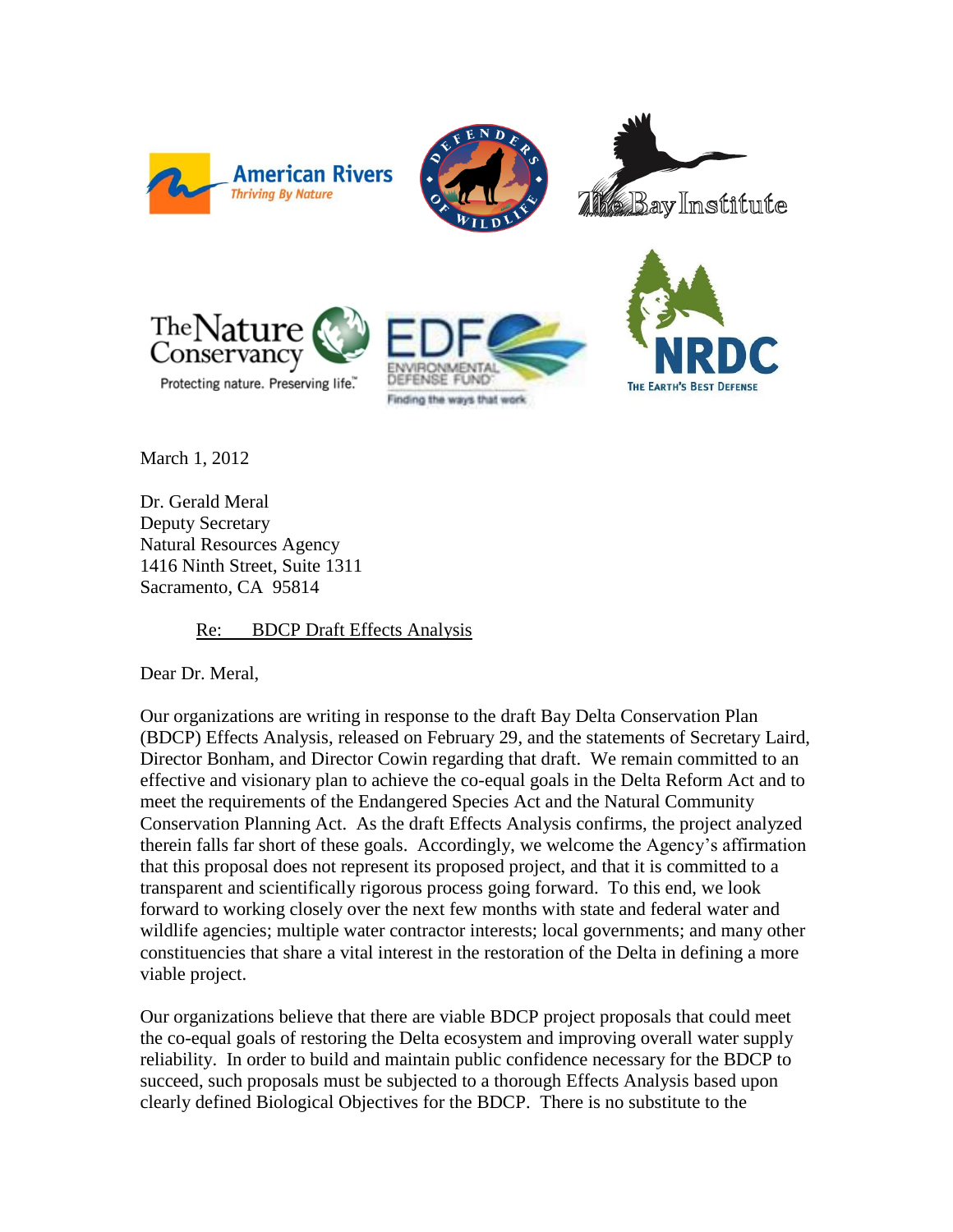March 1, 2012

Dr. Gerald Meral
Deputy Secretary
Natural Resources Agency
1416 Ninth Street, Suite 1311
Sacramento, CA 95814

Re: BDCP Draft Effects Analysis

Dear Dr. Meral,

Our organizations are writing in response to the draft Bay Delta Conservation Plan (BDCP) Effects Analysis, released on February 29, and the statements of Secretary Laird, Director Bonham, and Director Cowin regarding that draft. We remain committed to an effective and visionary plan to achieve the co-equal goals in the Delta Reform Act and to meet the requirements of the Endangered Species Act and the Natural Community Conservation Planning Act. As the draft Effects Analysis confirms, the project analyzed therein falls far short of these goals. Accordingly, we welcome the Agency's affirmation that this proposal does not represent its proposed project, and that it is committed to a transparent and scientifically rigorous process going forward. To this end, we look forward to working closely over the next few months with state and federal water and wildlife agencies; multiple water contractor interests; local governments; and many other constituencies that share a vital interest in the restoration of the Delta in defining a more viable project.

Our organizations believe that there are viable BDCP project proposals that could meet the co-equal goals of restoring the Delta ecosystem and improving overall water supply reliability. In order to build and maintain public confidence necessary for the BDCP to succeed, such proposals must be subjected to a thorough Effects Analysis based upon clearly defined Biological Objectives for the BDCP. There is no substitute to the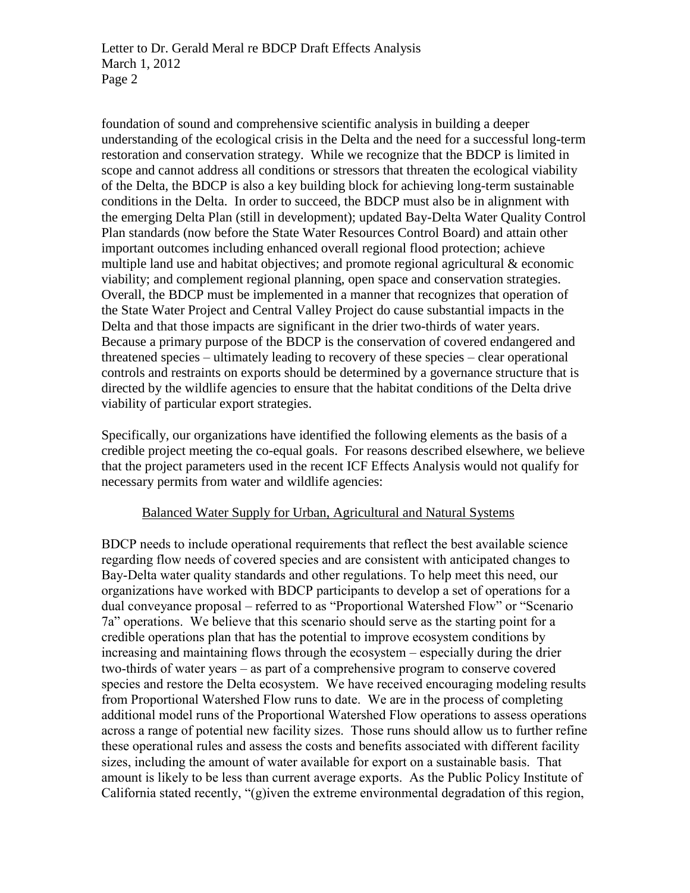foundation of sound and comprehensive scientific analysis in building a deeper understanding of the ecological crisis in the Delta and the need for a successful long-term restoration and conservation strategy. While we recognize that the BDCP is limited in scope and cannot address all conditions or stressors that threaten the ecological viability of the Delta, the BDCP is also a key building block for achieving long-term sustainable conditions in the Delta. In order to succeed, the BDCP must also be in alignment with the emerging Delta Plan (still in development); updated Bay-Delta Water Quality Control Plan standards (now before the State Water Resources Control Board) and attain other important outcomes including enhanced overall regional flood protection; achieve multiple land use and habitat objectives; and promote regional agricultural & economic viability; and complement regional planning, open space and conservation strategies. Overall, the BDCP must be implemented in a manner that recognizes that operation of the State Water Project and Central Valley Project do cause substantial impacts in the Delta and that those impacts are significant in the drier two-thirds of water years. Because a primary purpose of the BDCP is the conservation of covered endangered and threatened species – ultimately leading to recovery of these species – clear operational controls and restraints on exports should be determined by a governance structure that is directed by the wildlife agencies to ensure that the habitat conditions of the Delta drive viability of particular export strategies.

Specifically, our organizations have identified the following elements as the basis of a credible project meeting the co-equal goals. For reasons described elsewhere, we believe that the project parameters used in the recent ICF Effects Analysis would not qualify for necessary permits from water and wildlife agencies:

<u>Balanced Water Supply for Urban, Agricultural and Natural Systems</u>

BDCP needs to include operational requirements that reflect the best available science regarding flow needs of covered species and are consistent with anticipated changes to Bay-Delta water quality standards and other regulations. To help meet this need, our organizations have worked with BDCP participants to develop a set of operations for a dual conveyance proposal – referred to as "Proportional Watershed Flow" or "Scenario 7a" operations. We believe that this scenario should serve as the starting point for a credible operations plan that has the potential to improve ecosystem conditions by increasing and maintaining flows through the ecosystem – especially during the drier two-thirds of water years – as part of a comprehensive program to conserve covered species and restore the Delta ecosystem. We have received encouraging modeling results from Proportional Watershed Flow runs to date. We are in the process of completing additional model runs of the Proportional Watershed Flow operations to assess operations across a range of potential new facility sizes. Those runs should allow us to further refine these operational rules and assess the costs and benefits associated with different facility sizes, including the amount of water available for export on a sustainable basis. That amount is likely to be less than current average exports. As the Public Policy Institute of California stated recently, "(g)iven the extreme environmental degradation of this region,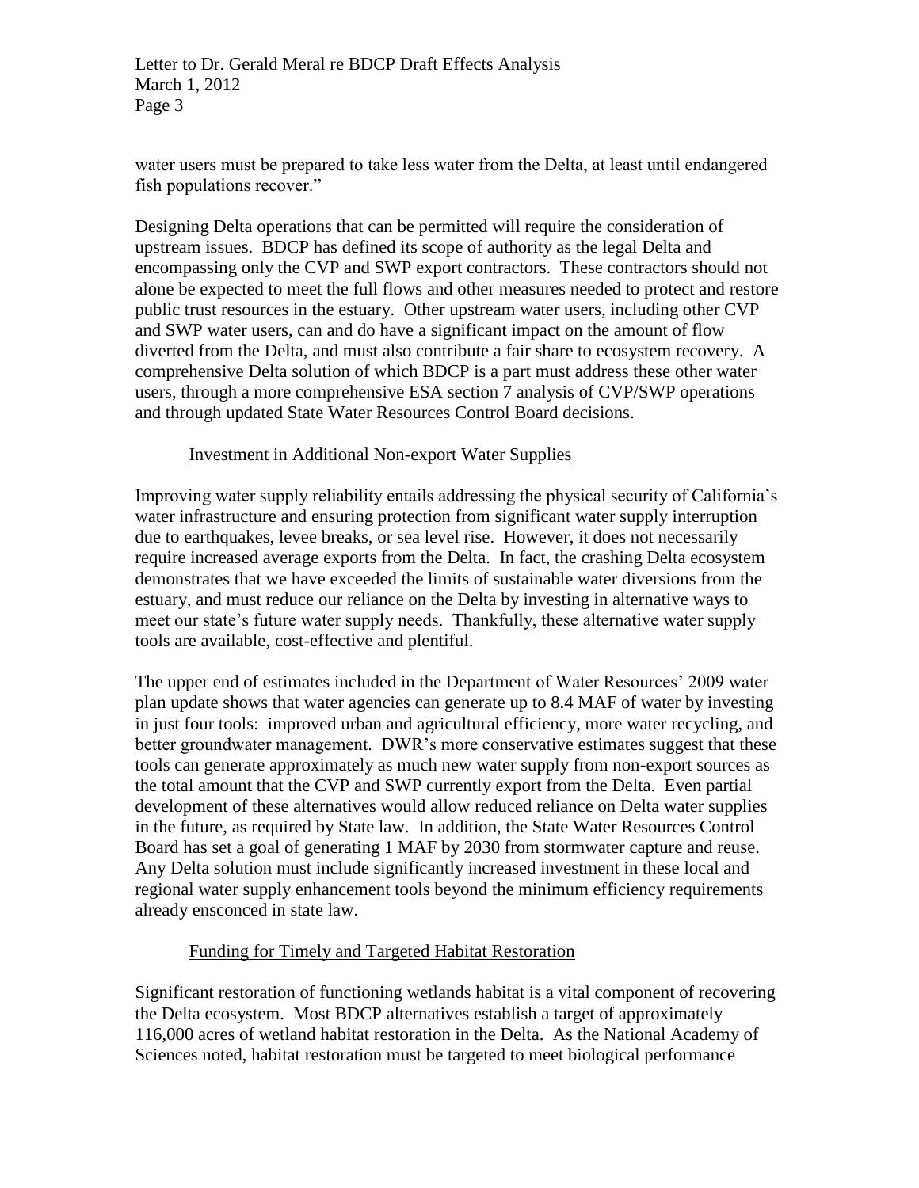water users must be prepared to take less water from the Delta, at least until endangered fish populations recover."

Designing Delta operations that can be permitted will require the consideration of upstream issues. BDCP has defined its scope of authority as the legal Delta and encompassing only the CVP and SWP export contractors. These contractors should not alone be expected to meet the full flows and other measures needed to protect and restore public trust resources in the estuary. Other upstream water users, including other CVP and SWP water users, can and do have a significant impact on the amount of flow diverted from the Delta, and must also contribute a fair share to ecosystem recovery. A comprehensive Delta solution of which BDCP is a part must address these other water users, through a more comprehensive ESA section 7 analysis of CVP/SWP operations and through updated State Water Resources Control Board decisions.

<u>Investment in Additional Non-export Water Supplies</u>

Improving water supply reliability entails addressing the physical security of California's water infrastructure and ensuring protection from significant water supply interruption due to earthquakes, levee breaks, or sea level rise. However, it does not necessarily require increased average exports from the Delta. In fact, the crashing Delta ecosystem demonstrates that we have exceeded the limits of sustainable water diversions from the estuary, and must reduce our reliance on the Delta by investing in alternative ways to meet our state's future water supply needs. Thankfully, these alternative water supply tools are available, cost-effective and plentiful.

The upper end of estimates included in the Department of Water Resources' 2009 water plan update shows that water agencies can generate up to 8.4 MAF of water by investing in just four tools: improved urban and agricultural efficiency, more water recycling, and better groundwater management. DWR's more conservative estimates suggest that these tools can generate approximately as much new water supply from non-export sources as the total amount that the CVP and SWP currently export from the Delta. Even partial development of these alternatives would allow reduced reliance on Delta water supplies in the future, as required by State law. In addition, the State Water Resources Control Board has set a goal of generating 1 MAF by 2030 from stormwater capture and reuse. Any Delta solution must include significantly increased investment in these local and regional water supply enhancement tools beyond the minimum efficiency requirements already ensconced in state law.

<u>Funding for Timely and Targeted Habitat Restoration</u>

Significant restoration of functioning wetlands habitat is a vital component of recovering the Delta ecosystem. Most BDCP alternatives establish a target of approximately 116,000 acres of wetland habitat restoration in the Delta. As the National Academy of Sciences noted, habitat restoration must be targeted to meet biological performance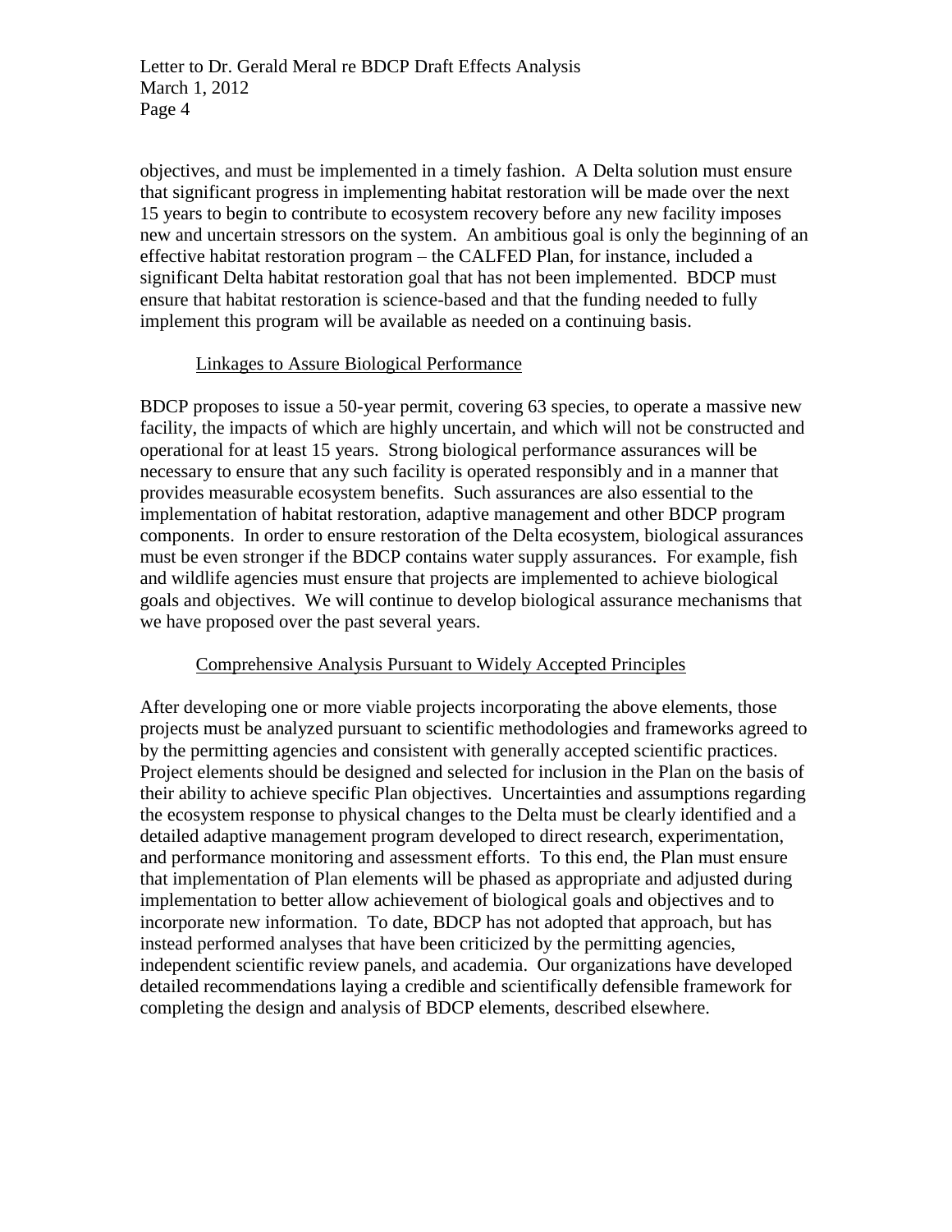objectives, and must be implemented in a timely fashion. A Delta solution must ensure that significant progress in implementing habitat restoration will be made over the next 15 years to begin to contribute to ecosystem recovery before any new facility imposes new and uncertain stressors on the system. An ambitious goal is only the beginning of an effective habitat restoration program – the CALFED Plan, for instance, included a significant Delta habitat restoration goal that has not been implemented. BDCP must ensure that habitat restoration is science-based and that the funding needed to fully implement this program will be available as needed on a continuing basis.

### Linkages to Assure Biological Performance

BDCP proposes to issue a 50-year permit, covering 63 species, to operate a massive new facility, the impacts of which are highly uncertain, and which will not be constructed and operational for at least 15 years. Strong biological performance assurances will be necessary to ensure that any such facility is operated responsibly and in a manner that provides measurable ecosystem benefits. Such assurances are also essential to the implementation of habitat restoration, adaptive management and other BDCP program components. In order to ensure restoration of the Delta ecosystem, biological assurances must be even stronger if the BDCP contains water supply assurances. For example, fish and wildlife agencies must ensure that projects are implemented to achieve biological goals and objectives. We will continue to develop biological assurance mechanisms that we have proposed over the past several years.

### Comprehensive Analysis Pursuant to Widely Accepted Principles

After developing one or more viable projects incorporating the above elements, those projects must be analyzed pursuant to scientific methodologies and frameworks agreed to by the permitting agencies and consistent with generally accepted scientific practices. Project elements should be designed and selected for inclusion in the Plan on the basis of their ability to achieve specific Plan objectives. Uncertainties and assumptions regarding the ecosystem response to physical changes to the Delta must be clearly identified and a detailed adaptive management program developed to direct research, experimentation, and performance monitoring and assessment efforts. To this end, the Plan must ensure that implementation of Plan elements will be phased as appropriate and adjusted during implementation to better allow achievement of biological goals and objectives and to incorporate new information. To date, BDCP has not adopted that approach, but has instead performed analyses that have been criticized by the permitting agencies, independent scientific review panels, and academia. Our organizations have developed detailed recommendations laying a credible and scientifically defensible framework for completing the design and analysis of BDCP elements, described elsewhere.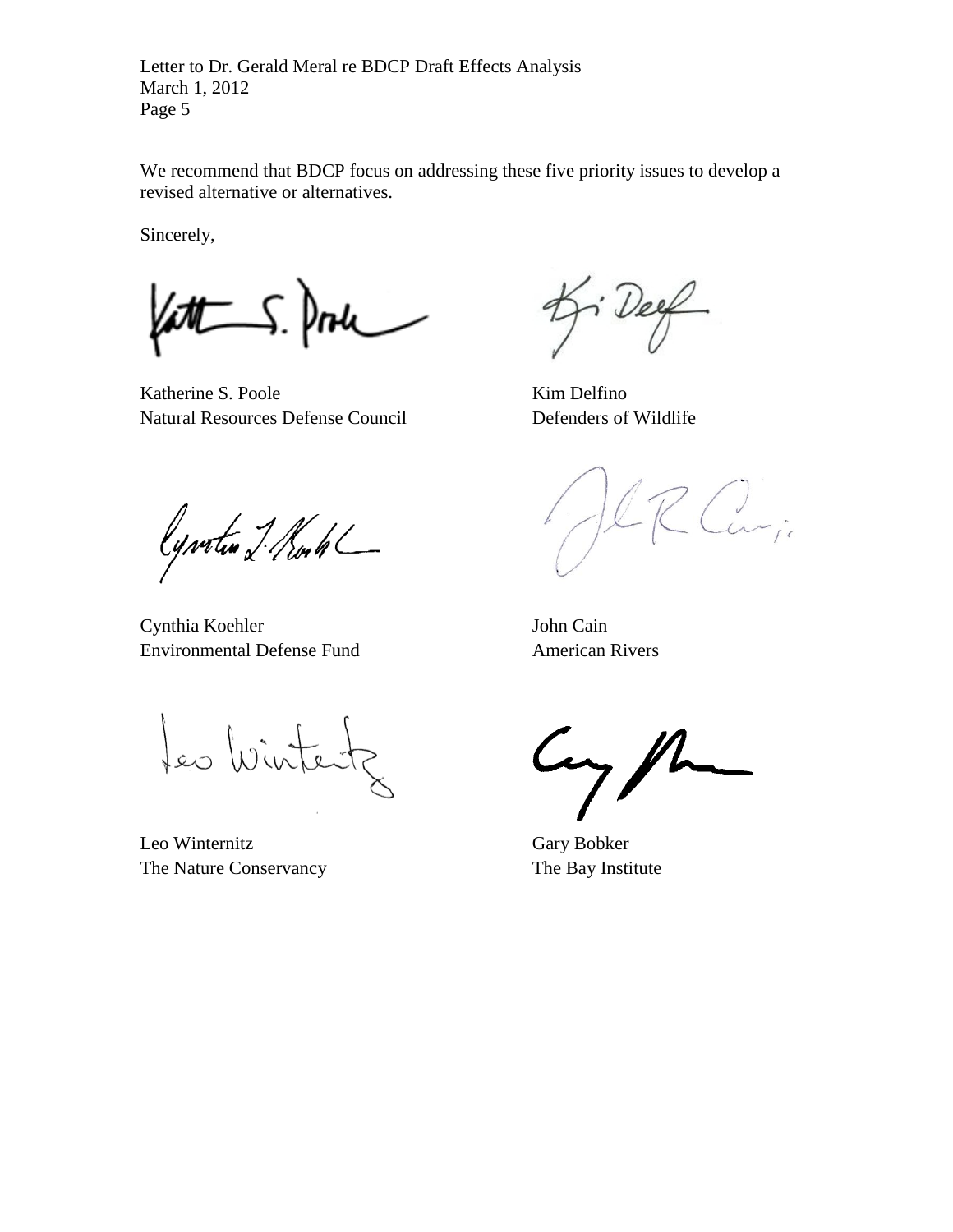We recommend that BDCP focus on addressing these five priority issues to develop a revised alternative or alternatives.

Sincerely,

Katherine S. Poole
Natural Resources Defense Council

Kim Delfino
Defenders of Wildlife

Cynthia Koehler
Environmental Defense Fund

John Cain
American Rivers

Leo Winternitz
The Nature Conservancy

Gary Bobker
The Bay Institute